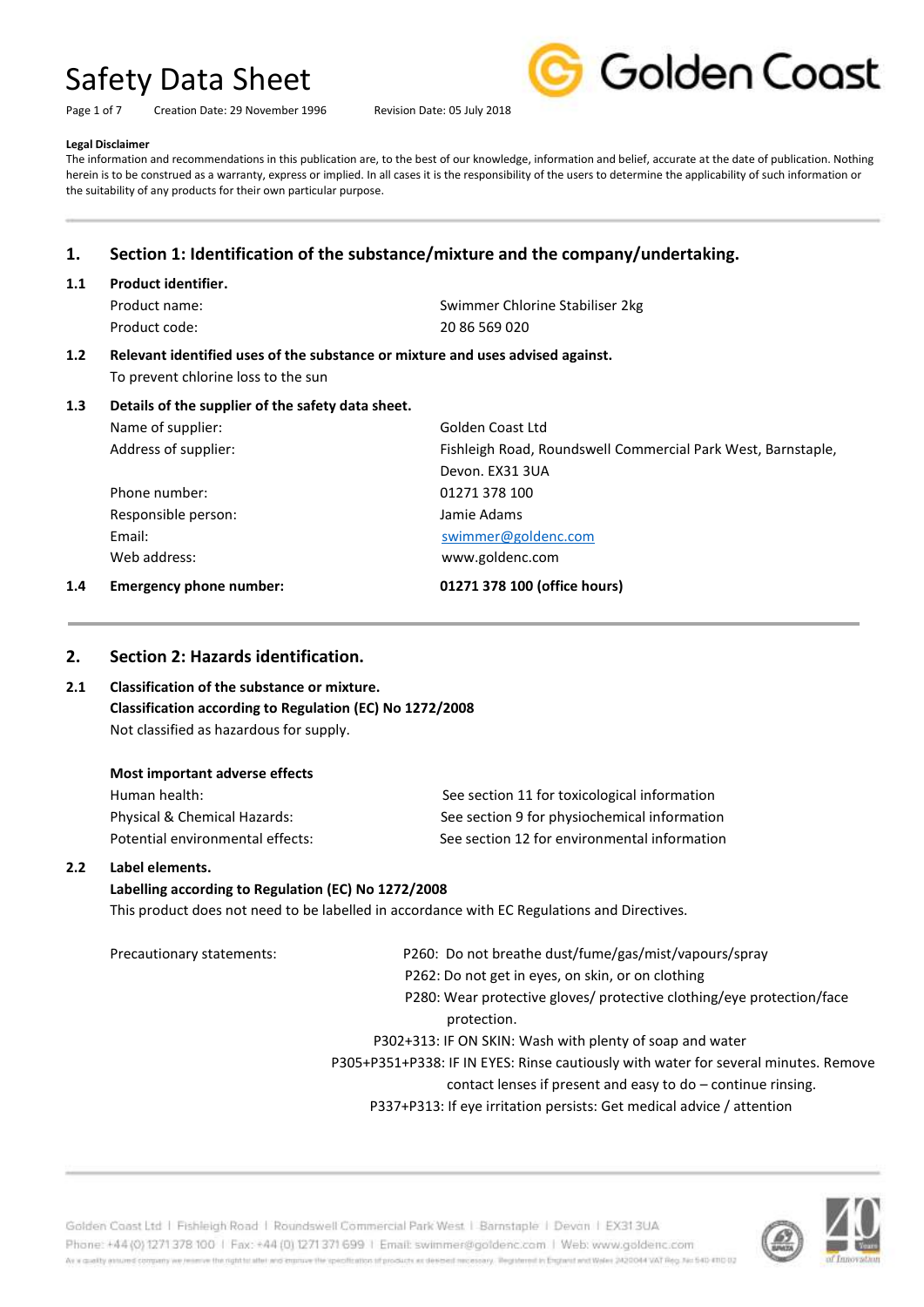# Safety Data Sheet

Creation Date: 29 November 1996 Revision Date: 05 July 2018

**Legal Disclaimer**

The information and recommendations in this publication are, to the best of our knowledge, information and belief, accurate at the date of publication. Nothing herein is to be construed as a warranty, express or implied. In all cases it is the responsibility of the users to determine the applicability of such information or the suitability of any products for their own particular purpose.

## 1. Section 1: Identification of the substance/mixture and the company/undertaking.

### 1.1 Product identifier.

| | |
|---|---|
| Product name: | Swimmer Chlorine Stabiliser 2kg |
| Product code: | 20 86 569 020 |

### 1.2 Relevant identified uses of the substance or mixture and uses advised against.

To prevent chlorine loss to the sun

### 1.3 Details of the supplier of the safety data sheet.

| | |
|---|---|
| Name of supplier: | Golden Coast Ltd |
| Address of supplier: | Fishleigh Road, Roundswell Commercial Park West, Barnstaple, Devon. EX31 3UA |
| Phone number: | 01271 378 100 |
| Responsible person: | Jamie Adams |
| Email: | swimmer@goldenc.com |
| Web address: | www.goldenc.com |

### 1.4 Emergency phone number: **01271 378 100 (office hours)**

## 2. Section 2: Hazards identification.

### 2.1 Classification of the substance or mixture.

**Classification according to Regulation (EC) No 1272/2008**

Not classified as hazardous for supply.

**Most important adverse effects**

| | |
|---|---|
| Human health: | See section 11 for toxicological information |
| Physical & Chemical Hazards: | See section 9 for physiochemical information |
| Potential environmental effects: | See section 12 for environmental information |

### 2.2 Label elements.

**Labelling according to Regulation (EC) No 1272/2008**

This product does not need to be labelled in accordance with EC Regulations and Directives.

Precautionary statements:

- P260: Do not breathe dust/fume/gas/mist/vapours/spray
- P262: Do not get in eyes, on skin, or on clothing
- P280: Wear protective gloves/ protective clothing/eye protection/face protection.
- P302+313: IF ON SKIN: Wash with plenty of soap and water
- P305+P351+P338: IF IN EYES: Rinse cautiously with water for several minutes. Remove contact lenses if present and easy to do – continue rinsing.
- P337+P313: If eye irritation persists: Get medical advice / attention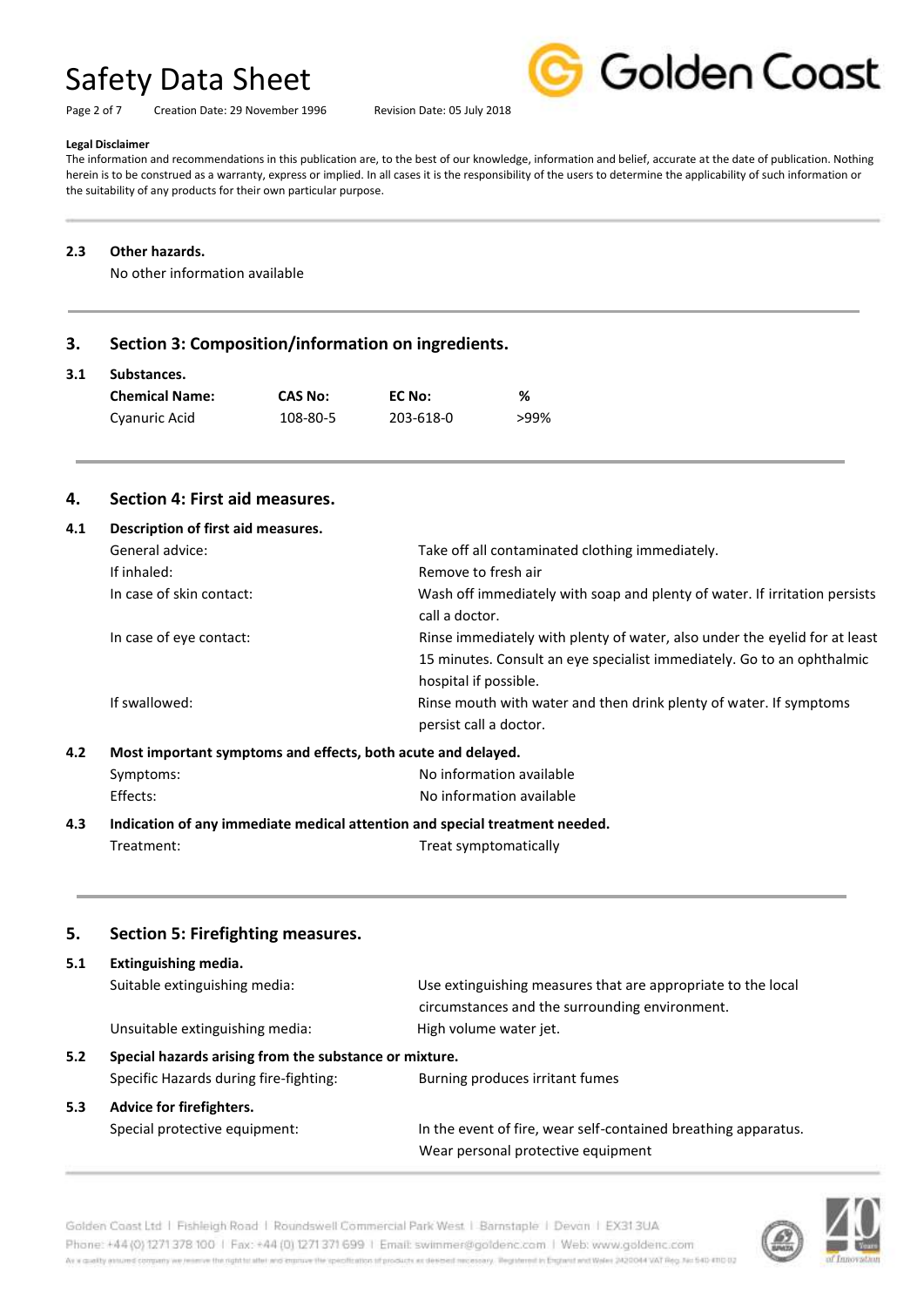**Legal Disclaimer**

The information and recommendations in this publication are, to the best of our knowledge, information and belief, accurate at the date of publication. Nothing herein is to be construed as a warranty, express or implied. In all cases it is the responsibility of the users to determine the applicability of such information or the suitability of any products for their own particular purpose.

### 2.3 Other hazards.

No other information available

## 3. Section 3: Composition/information on ingredients.

### 3.1 Substances.

| Chemical Name: | CAS No: | EC No: | % |
|---|---|---|---|
| Cyanuric Acid | 108-80-5 | 203-618-0 | >99% |

## 4. Section 4: First aid measures.

### 4.1 Description of first aid measures.

| | |
|---|---|
| General advice: | Take off all contaminated clothing immediately. |
| If inhaled: | Remove to fresh air |
| In case of skin contact: | Wash off immediately with soap and plenty of water. If irritation persists call a doctor. |
| In case of eye contact: | Rinse immediately with plenty of water, also under the eyelid for at least 15 minutes. Consult an eye specialist immediately. Go to an ophthalmic hospital if possible. |
| If swallowed: | Rinse mouth with water and then drink plenty of water. If symptoms persist call a doctor. |

### 4.2 Most important symptoms and effects, both acute and delayed.

| | |
|---|---|
| Symptoms: | No information available |
| Effects: | No information available |

### 4.3 Indication of any immediate medical attention and special treatment needed.

| | |
|---|---|
| Treatment: | Treat symptomatically |

## 5. Section 5: Firefighting measures.

### 5.1 Extinguishing media.

| | |
|---|---|
| Suitable extinguishing media: | Use extinguishing measures that are appropriate to the local circumstances and the surrounding environment. |
| Unsuitable extinguishing media: | High volume water jet. |

### 5.2 Special hazards arising from the substance or mixture.

| | |
|---|---|
| Specific Hazards during fire-fighting: | Burning produces irritant fumes |

### 5.3 Advice for firefighters.

| | |
|---|---|
| Special protective equipment: | In the event of fire, wear self-contained breathing apparatus. Wear personal protective equipment |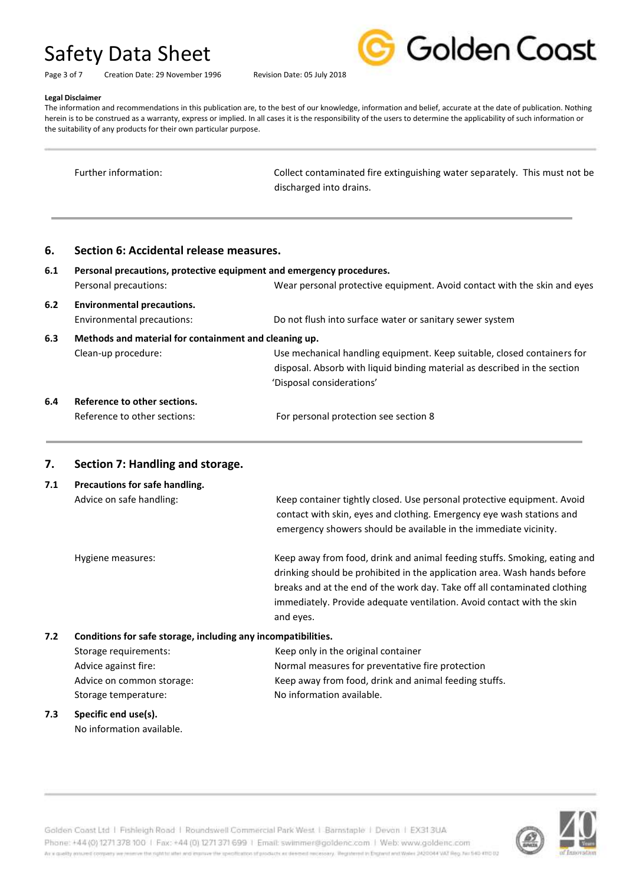**Legal Disclaimer**

The information and recommendations in this publication are, to the best of our knowledge, information and belief, accurate at the date of publication. Nothing herein is to be construed as a warranty, express or implied. In all cases it is the responsibility of the users to determine the applicability of such information or the suitability of any products for their own particular purpose.

| | |
|---|---|
| Further information: | Collect contaminated fire extinguishing water separately. This must not be discharged into drains. |

## 6. Section 6: Accidental release measures.

### 6.1 Personal precautions, protective equipment and emergency procedures.

| | |
|---|---|
| Personal precautions: | Wear personal protective equipment. Avoid contact with the skin and eyes |

### 6.2 Environmental precautions.

| | |
|---|---|
| Environmental precautions: | Do not flush into surface water or sanitary sewer system |

### 6.3 Methods and material for containment and cleaning up.

| | |
|---|---|
| Clean-up procedure: | Use mechanical handling equipment. Keep suitable, closed containers for disposal. Absorb with liquid binding material as described in the section 'Disposal considerations' |

### 6.4 Reference to other sections.

| | |
|---|---|
| Reference to other sections: | For personal protection see section 8 |

## 7. Section 7: Handling and storage.

### 7.1 Precautions for safe handling.

| | |
|---|---|
| Advice on safe handling: | Keep container tightly closed. Use personal protective equipment. Avoid contact with skin, eyes and clothing. Emergency eye wash stations and emergency showers should be available in the immediate vicinity. |
| Hygiene measures: | Keep away from food, drink and animal feeding stuffs. Smoking, eating and drinking should be prohibited in the application area. Wash hands before breaks and at the end of the work day. Take off all contaminated clothing immediately. Provide adequate ventilation. Avoid contact with the skin and eyes. |

### 7.2 Conditions for safe storage, including any incompatibilities.

| | |
|---|---|
| Storage requirements: | Keep only in the original container |
| Advice against fire: | Normal measures for preventative fire protection |
| Advice on common storage: | Keep away from food, drink and animal feeding stuffs. |
| Storage temperature: | No information available. |

### 7.3 Specific end use(s).

No information available.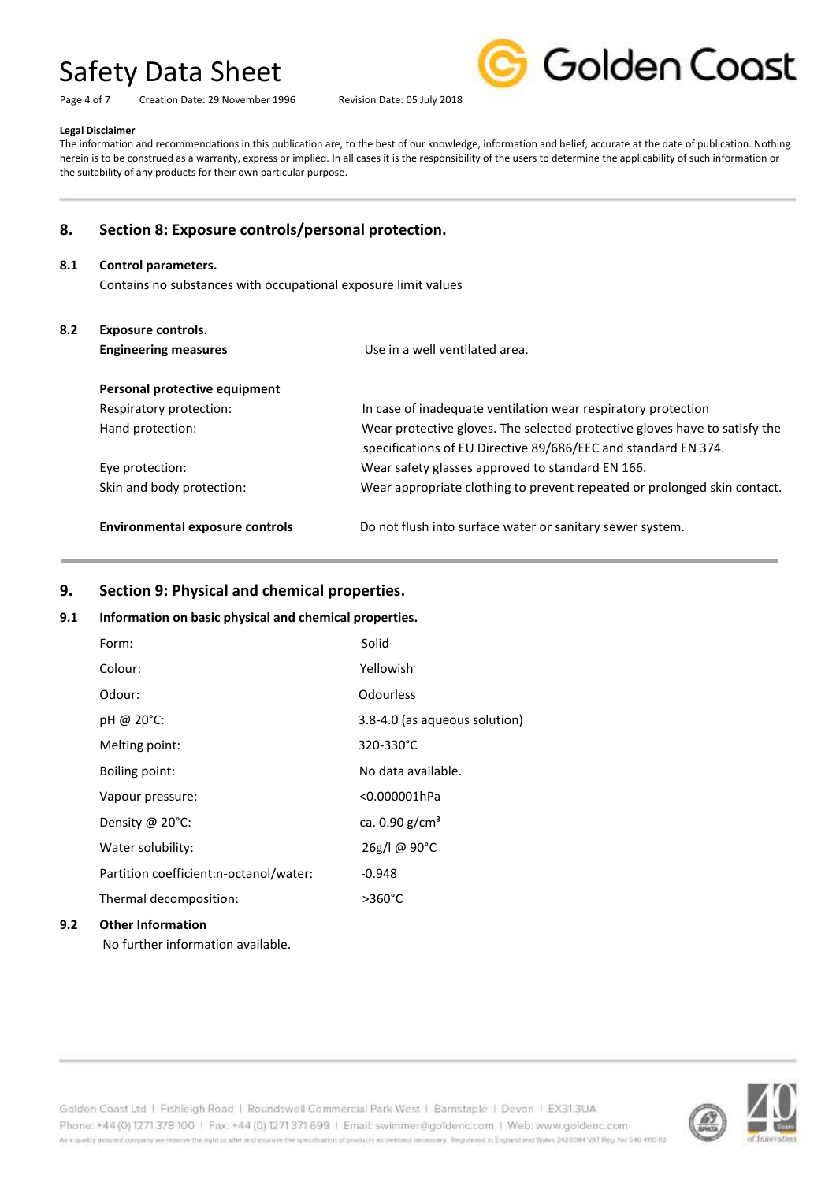**Legal Disclaimer**

The information and recommendations in this publication are, to the best of our knowledge, information and belief, accurate at the date of publication. Nothing herein is to be construed as a warranty, express or implied. In all cases it is the responsibility of the users to determine the applicability of such information or the suitability of any products for their own particular purpose.

## 8. Section 8: Exposure controls/personal protection.

### 8.1 Control parameters.

Contains no substances with occupational exposure limit values

### 8.2 Exposure controls.

| | |
|---|---|
| **Engineering measures** | Use in a well ventilated area. |
| **Personal protective equipment** | |
| Respiratory protection: | In case of inadequate ventilation wear respiratory protection |
| Hand protection: | Wear protective gloves. The selected protective gloves have to satisfy the specifications of EU Directive 89/686/EEC and standard EN 374. |
| Eye protection: | Wear safety glasses approved to standard EN 166. |
| Skin and body protection: | Wear appropriate clothing to prevent repeated or prolonged skin contact. |
| **Environmental exposure controls** | Do not flush into surface water or sanitary sewer system. |

## 9. Section 9: Physical and chemical properties.

### 9.1 Information on basic physical and chemical properties.

| | |
|---|---|
| Form: | Solid |
| Colour: | Yellowish |
| Odour: | Odourless |
| pH @ 20°C: | 3.8-4.0 (as aqueous solution) |
| Melting point: | 320-330°C |
| Boiling point: | No data available. |
| Vapour pressure: | <0.000001hPa |
| Density @ 20°C: | ca. 0.90 g/cm³ |
| Water solubility: | 26g/l @ 90°C |
| Partition coefficient:n-octanol/water: | -0.948 |
| Thermal decomposition: | >360°C |

### 9.2 Other Information

No further information available.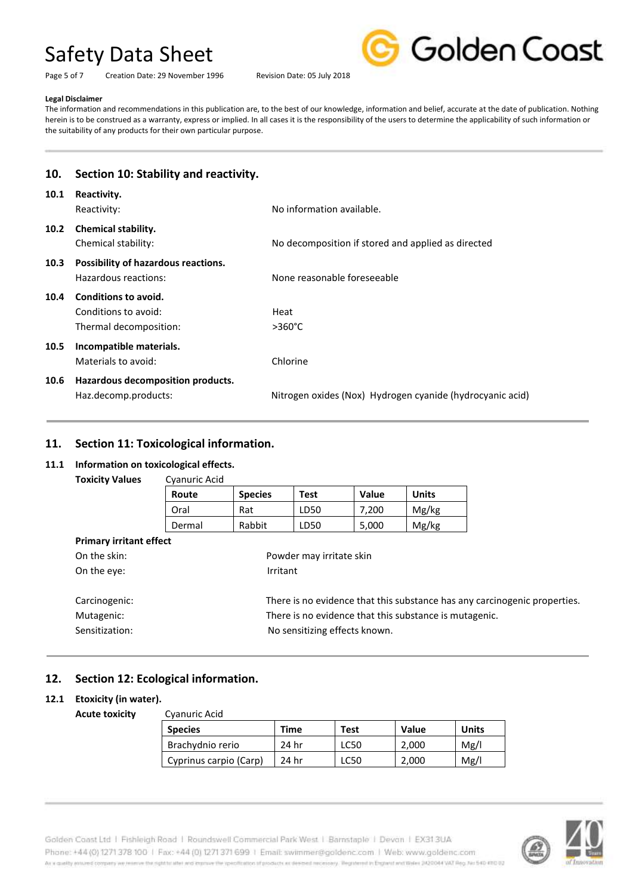**Legal Disclaimer**

The information and recommendations in this publication are, to the best of our knowledge, information and belief, accurate at the date of publication. Nothing herein is to be construed as a warranty, express or implied. In all cases it is the responsibility of the users to determine the applicability of such information or the suitability of any products for their own particular purpose.

## 10. Section 10: Stability and reactivity.

**10.1 Reactivity.**

Reactivity: No information available.

**10.2 Chemical stability.**

Chemical stability: No decomposition if stored and applied as directed

**10.3 Possibility of hazardous reactions.**

Hazardous reactions: None reasonable foreseeable

**10.4 Conditions to avoid.**

Conditions to avoid: Heat

Thermal decomposition: >360°C

**10.5 Incompatible materials.**

Materials to avoid: Chlorine

**10.6 Hazardous decomposition products.**

Haz.decomp.products: Nitrogen oxides (Nox) Hydrogen cyanide (hydrocyanic acid)

## 11. Section 11: Toxicological information.

**11.1 Information on toxicological effects.**

**Toxicity Values** Cyanuric Acid

| Route | Species | Test | Value | Units |
|---|---|---|---|---|
| Oral | Rat | LD50 | 7,200 | Mg/kg |
| Dermal | Rabbit | LD50 | 5,000 | Mg/kg |

**Primary irritant effect**

On the skin: Powder may irritate skin

On the eye: Irritant

Carcinogenic: There is no evidence that this substance has any carcinogenic properties.

Mutagenic: There is no evidence that this substance is mutagenic.

Sensitization: No sensitizing effects known.

## 12. Section 12: Ecological information.

**12.1 Etoxicity (in water).**

**Acute toxicity** Cyanuric Acid

| Species | Time | Test | Value | Units |
|---|---|---|---|---|
| Brachydnio rerio | 24 hr | LC50 | 2,000 | Mg/l |
| Cyprinus carpio (Carp) | 24 hr | LC50 | 2,000 | Mg/l |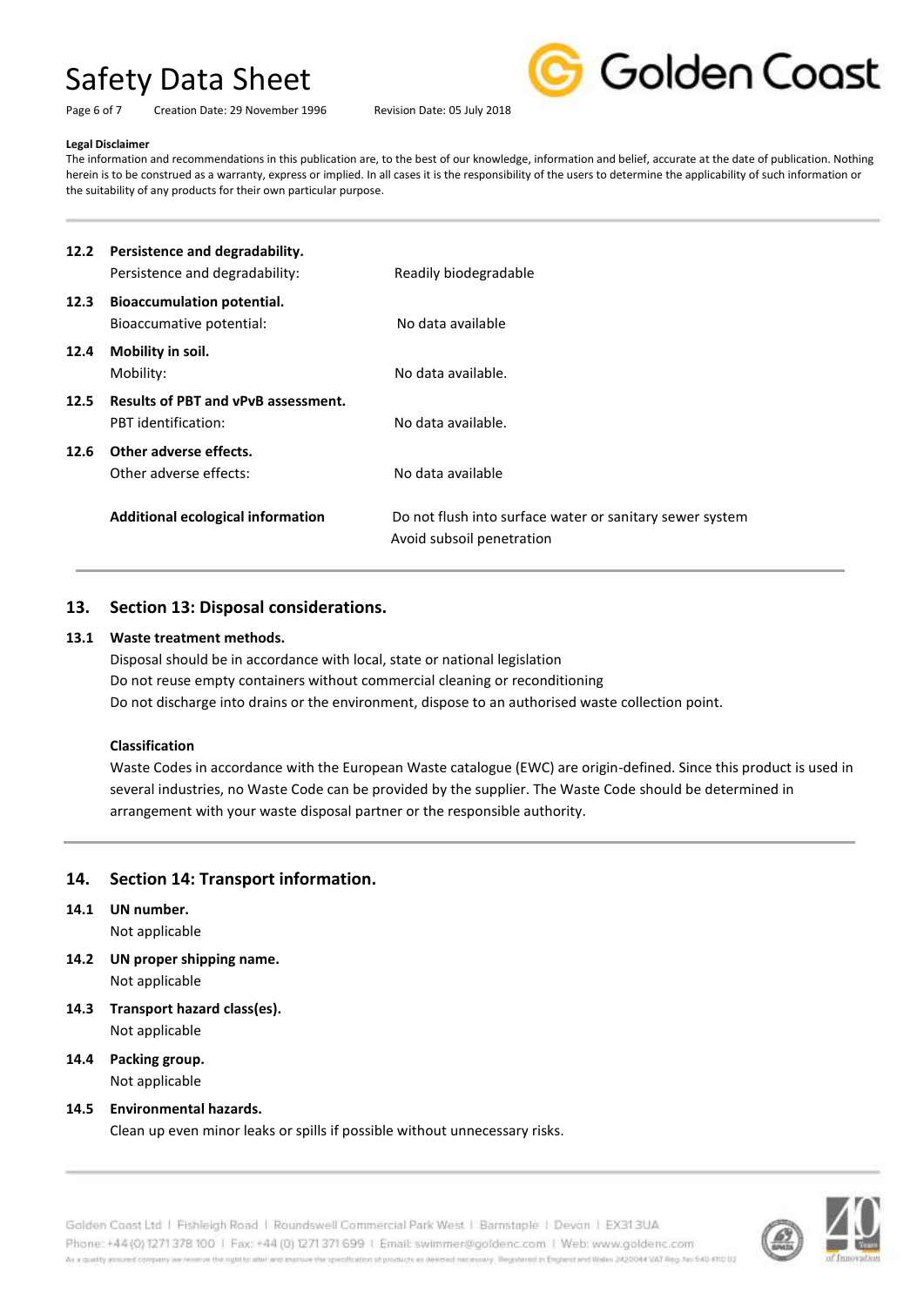**Legal Disclaimer**

The information and recommendations in this publication are, to the best of our knowledge, information and belief, accurate at the date of publication. Nothing herein is to be construed as a warranty, express or implied. In all cases it is the responsibility of the users to determine the applicability of such information or the suitability of any products for their own particular purpose.

**12.2 Persistence and degradability.**

| | |
|---|---|
| Persistence and degradability: | Readily biodegradable |

**12.3 Bioaccumulation potential.**

| | |
|---|---|
| Bioaccumative potential: | No data available |

**12.4 Mobility in soil.**

| | |
|---|---|
| Mobility: | No data available. |

**12.5 Results of PBT and vPvB assessment.**

| | |
|---|---|
| PBT identification: | No data available. |

**12.6 Other adverse effects.**

| | |
|---|---|
| Other adverse effects: | No data available |

| | |
|---|---|
| **Additional ecological information** | Do not flush into surface water or sanitary sewer system<br>Avoid subsoil penetration |

## 13. Section 13: Disposal considerations.

**13.1 Waste treatment methods.**

Disposal should be in accordance with local, state or national legislation

Do not reuse empty containers without commercial cleaning or reconditioning

Do not discharge into drains or the environment, dispose to an authorised waste collection point.

**Classification**

Waste Codes in accordance with the European Waste catalogue (EWC) are origin-defined. Since this product is used in several industries, no Waste Code can be provided by the supplier. The Waste Code should be determined in arrangement with your waste disposal partner or the responsible authority.

## 14. Section 14: Transport information.

**14.1 UN number.**

Not applicable

**14.2 UN proper shipping name.**

Not applicable

**14.3 Transport hazard class(es).**

Not applicable

**14.4 Packing group.**

Not applicable

**14.5 Environmental hazards.**

Clean up even minor leaks or spills if possible without unnecessary risks.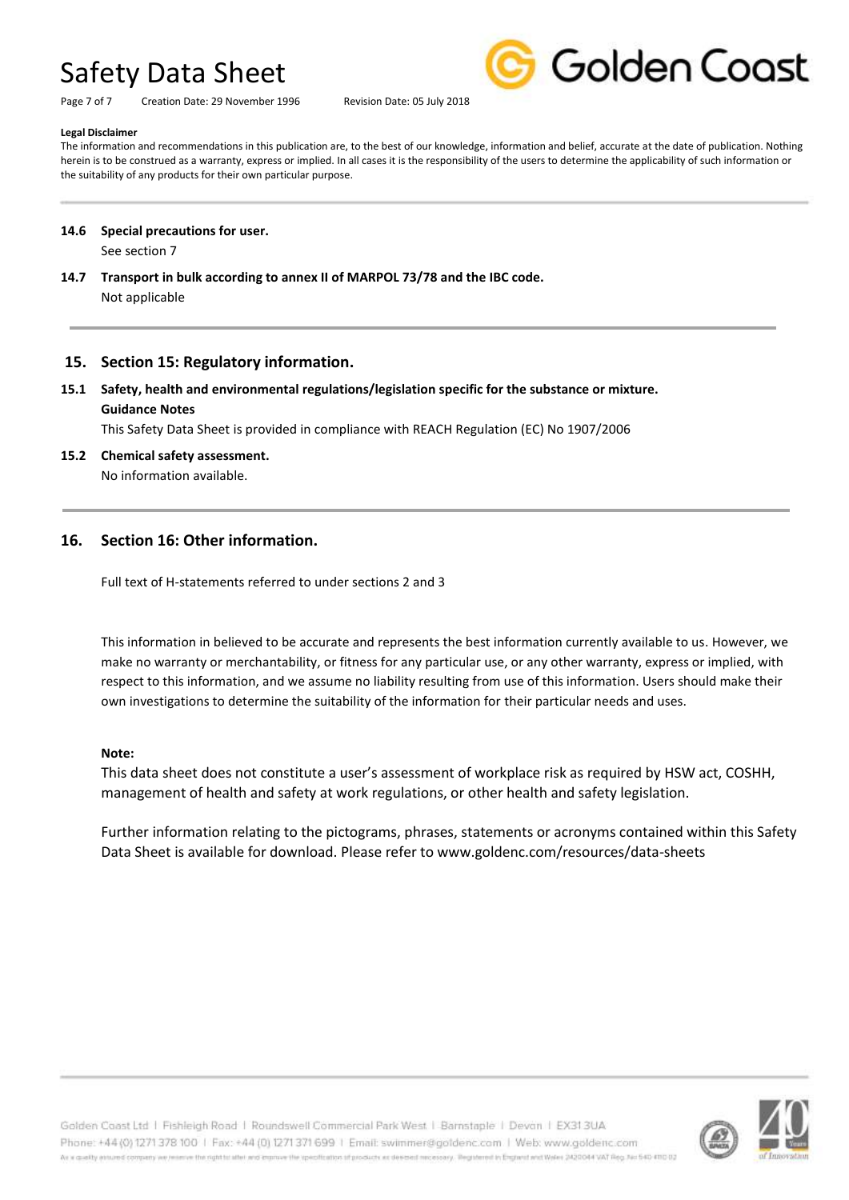**Legal Disclaimer**

The information and recommendations in this publication are, to the best of our knowledge, information and belief, accurate at the date of publication. Nothing herein is to be construed as a warranty, express or implied. In all cases it is the responsibility of the users to determine the applicability of such information or the suitability of any products for their own particular purpose.

**14.6 Special precautions for user.**

See section 7

**14.7 Transport in bulk according to annex II of MARPOL 73/78 and the IBC code.**

Not applicable

## 15. Section 15: Regulatory information.

**15.1 Safety, health and environmental regulations/legislation specific for the substance or mixture.**

**Guidance Notes**

This Safety Data Sheet is provided in compliance with REACH Regulation (EC) No 1907/2006

**15.2 Chemical safety assessment.**

No information available.

## 16. Section 16: Other information.

Full text of H-statements referred to under sections 2 and 3

This information in believed to be accurate and represents the best information currently available to us. However, we make no warranty or merchantability, or fitness for any particular use, or any other warranty, express or implied, with respect to this information, and we assume no liability resulting from use of this information. Users should make their own investigations to determine the suitability of the information for their particular needs and uses.

**Note:**

This data sheet does not constitute a user's assessment of workplace risk as required by HSW act, COSHH, management of health and safety at work regulations, or other health and safety legislation.

Further information relating to the pictograms, phrases, statements or acronyms contained within this Safety Data Sheet is available for download. Please refer to www.goldenc.com/resources/data-sheets